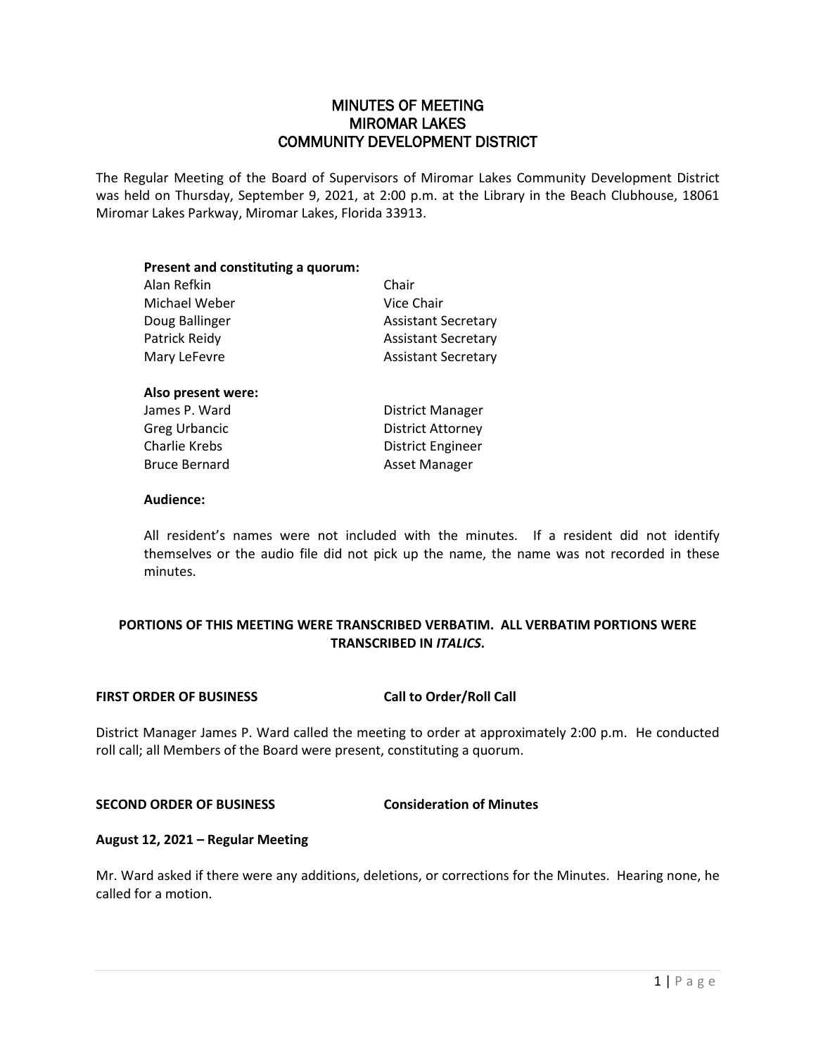# MINUTES OF MEETING
# MIROMAR LAKES
# COMMUNITY DEVELOPMENT DISTRICT

The Regular Meeting of the Board of Supervisors of Miromar Lakes Community Development District was held on Thursday, September 9, 2021, at 2:00 p.m. at the Library in the Beach Clubhouse, 18061 Miromar Lakes Parkway, Miromar Lakes, Florida 33913.

**Present and constituting a quorum:**

| | |
|---|---|
| Alan Refkin | Chair |
| Michael Weber | Vice Chair |
| Doug Ballinger | Assistant Secretary |
| Patrick Reidy | Assistant Secretary |
| Mary LeFevre | Assistant Secretary |

**Also present were:**

| | |
|---|---|
| James P. Ward | District Manager |
| Greg Urbancic | District Attorney |
| Charlie Krebs | District Engineer |
| Bruce Bernard | Asset Manager |

**Audience:**

All resident's names were not included with the minutes. If a resident did not identify themselves or the audio file did not pick up the name, the name was not recorded in these minutes.

**PORTIONS OF THIS MEETING WERE TRANSCRIBED VERBATIM. ALL VERBATIM PORTIONS WERE TRANSCRIBED IN *ITALICS*.**

**FIRST ORDER OF BUSINESS** **Call to Order/Roll Call**

District Manager James P. Ward called the meeting to order at approximately 2:00 p.m. He conducted roll call; all Members of the Board were present, constituting a quorum.

**SECOND ORDER OF BUSINESS** **Consideration of Minutes**

**August 12, 2021 – Regular Meeting**

Mr. Ward asked if there were any additions, deletions, or corrections for the Minutes. Hearing none, he called for a motion.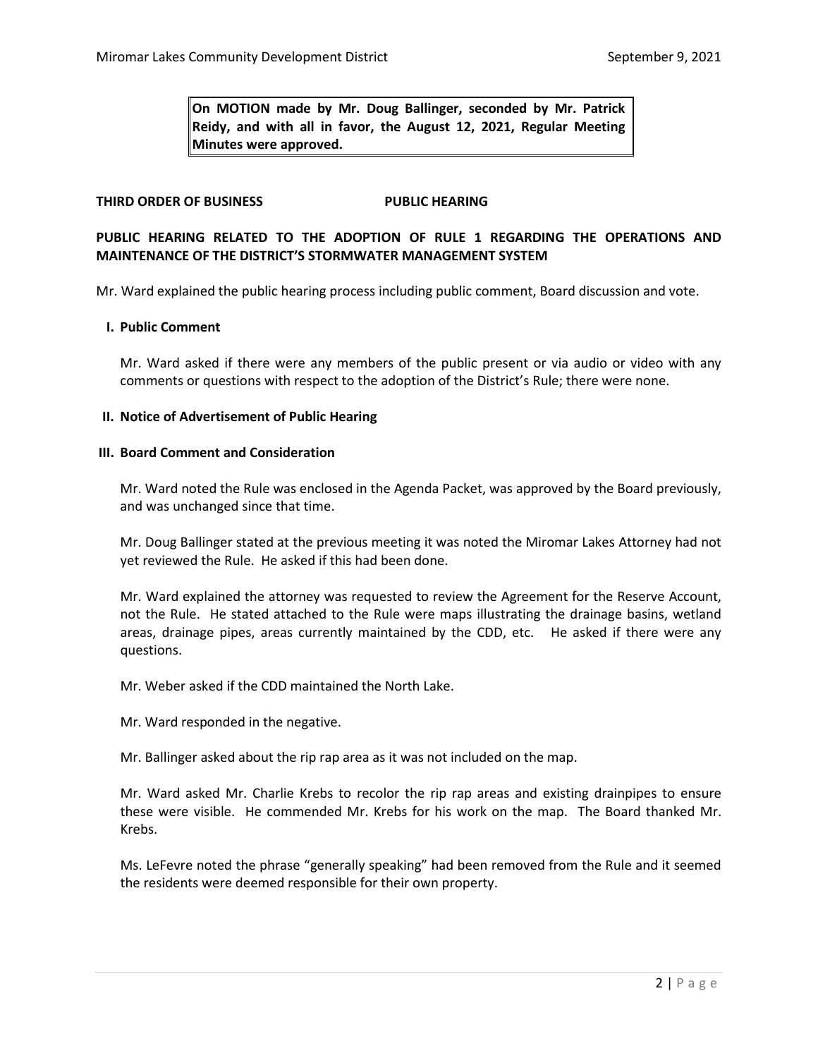**On MOTION made by Mr. Doug Ballinger, seconded by Mr. Patrick Reidy, and with all in favor, the August 12, 2021, Regular Meeting Minutes were approved.**

**THIRD ORDER OF BUSINESS PUBLIC HEARING**

**PUBLIC HEARING RELATED TO THE ADOPTION OF RULE 1 REGARDING THE OPERATIONS AND MAINTENANCE OF THE DISTRICT'S STORMWATER MANAGEMENT SYSTEM**

Mr. Ward explained the public hearing process including public comment, Board discussion and vote.

**I. Public Comment**

Mr. Ward asked if there were any members of the public present or via audio or video with any comments or questions with respect to the adoption of the District's Rule; there were none.

**II. Notice of Advertisement of Public Hearing**

**III. Board Comment and Consideration**

Mr. Ward noted the Rule was enclosed in the Agenda Packet, was approved by the Board previously, and was unchanged since that time.

Mr. Doug Ballinger stated at the previous meeting it was noted the Miromar Lakes Attorney had not yet reviewed the Rule. He asked if this had been done.

Mr. Ward explained the attorney was requested to review the Agreement for the Reserve Account, not the Rule. He stated attached to the Rule were maps illustrating the drainage basins, wetland areas, drainage pipes, areas currently maintained by the CDD, etc. He asked if there were any questions.

Mr. Weber asked if the CDD maintained the North Lake.

Mr. Ward responded in the negative.

Mr. Ballinger asked about the rip rap area as it was not included on the map.

Mr. Ward asked Mr. Charlie Krebs to recolor the rip rap areas and existing drainpipes to ensure these were visible. He commended Mr. Krebs for his work on the map. The Board thanked Mr. Krebs.

Ms. LeFevre noted the phrase "generally speaking" had been removed from the Rule and it seemed the residents were deemed responsible for their own property.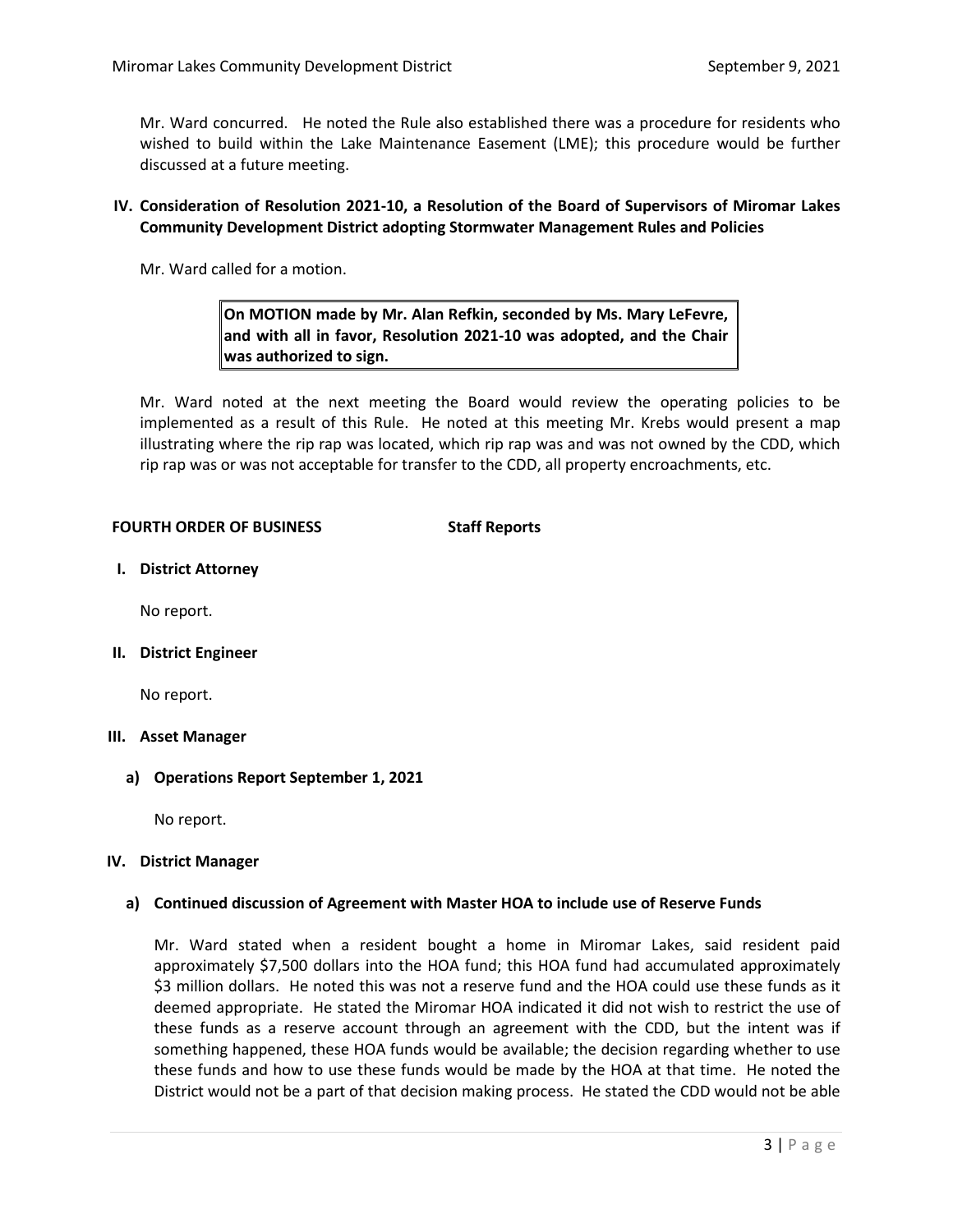Mr. Ward concurred. He noted the Rule also established there was a procedure for residents who wished to build within the Lake Maintenance Easement (LME); this procedure would be further discussed at a future meeting.

**IV. Consideration of Resolution 2021-10, a Resolution of the Board of Supervisors of Miromar Lakes Community Development District adopting Stormwater Management Rules and Policies**

Mr. Ward called for a motion.

> **On MOTION made by Mr. Alan Refkin, seconded by Ms. Mary LeFevre, and with all in favor, Resolution 2021-10 was adopted, and the Chair was authorized to sign.**

Mr. Ward noted at the next meeting the Board would review the operating policies to be implemented as a result of this Rule. He noted at this meeting Mr. Krebs would present a map illustrating where the rip rap was located, which rip rap was and was not owned by the CDD, which rip rap was or was not acceptable for transfer to the CDD, all property encroachments, etc.

**FOURTH ORDER OF BUSINESS Staff Reports**

**I. District Attorney**

No report.

**II. District Engineer**

No report.

**III. Asset Manager**

**a) Operations Report September 1, 2021**

No report.

**IV. District Manager**

**a) Continued discussion of Agreement with Master HOA to include use of Reserve Funds**

Mr. Ward stated when a resident bought a home in Miromar Lakes, said resident paid approximately $7,500 dollars into the HOA fund; this HOA fund had accumulated approximately $3 million dollars. He noted this was not a reserve fund and the HOA could use these funds as it deemed appropriate. He stated the Miromar HOA indicated it did not wish to restrict the use of these funds as a reserve account through an agreement with the CDD, but the intent was if something happened, these HOA funds would be available; the decision regarding whether to use these funds and how to use these funds would be made by the HOA at that time. He noted the District would not be a part of that decision making process. He stated the CDD would not be able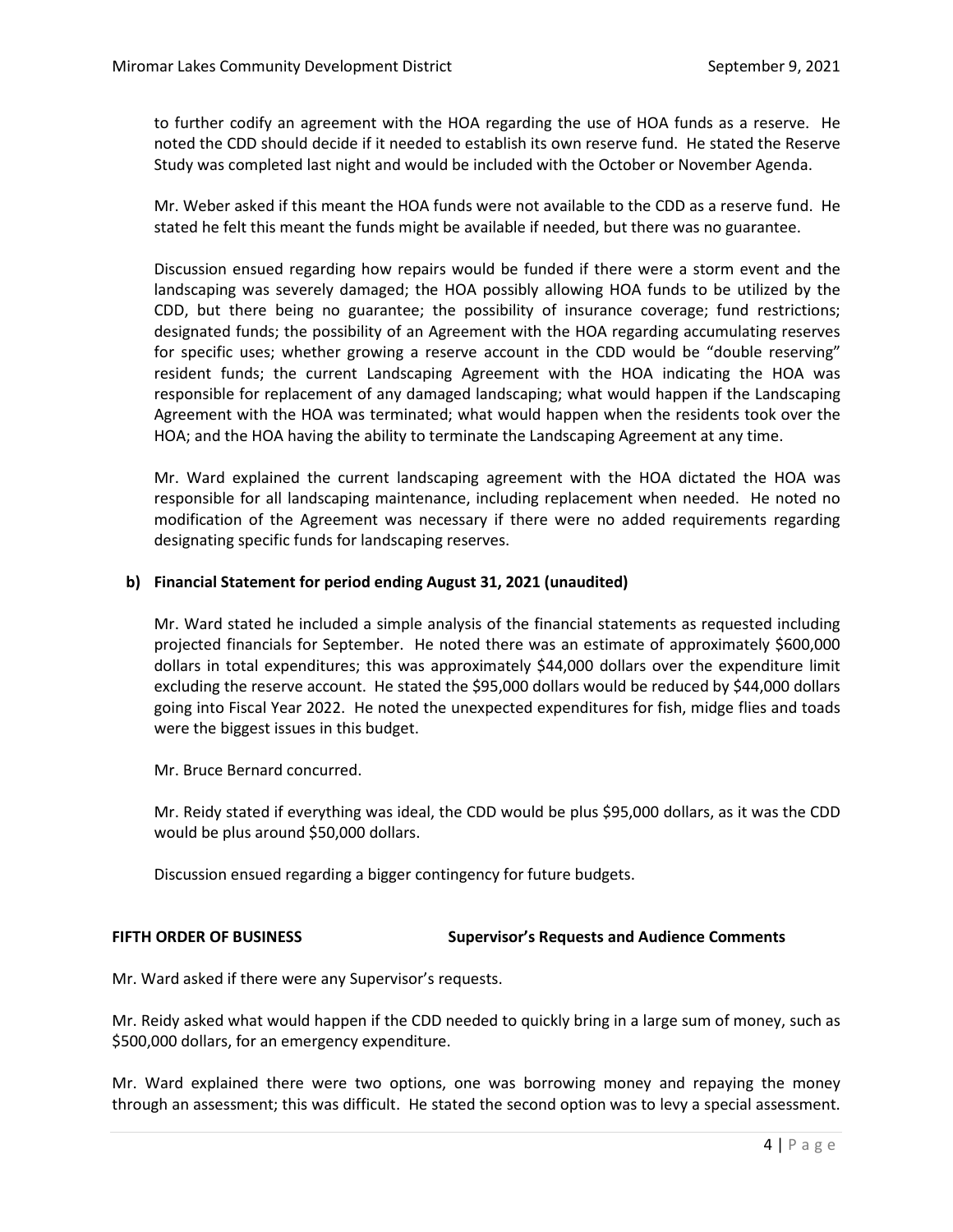to further codify an agreement with the HOA regarding the use of HOA funds as a reserve. He noted the CDD should decide if it needed to establish its own reserve fund. He stated the Reserve Study was completed last night and would be included with the October or November Agenda.

Mr. Weber asked if this meant the HOA funds were not available to the CDD as a reserve fund. He stated he felt this meant the funds might be available if needed, but there was no guarantee.

Discussion ensued regarding how repairs would be funded if there were a storm event and the landscaping was severely damaged; the HOA possibly allowing HOA funds to be utilized by the CDD, but there being no guarantee; the possibility of insurance coverage; fund restrictions; designated funds; the possibility of an Agreement with the HOA regarding accumulating reserves for specific uses; whether growing a reserve account in the CDD would be "double reserving" resident funds; the current Landscaping Agreement with the HOA indicating the HOA was responsible for replacement of any damaged landscaping; what would happen if the Landscaping Agreement with the HOA was terminated; what would happen when the residents took over the HOA; and the HOA having the ability to terminate the Landscaping Agreement at any time.

Mr. Ward explained the current landscaping agreement with the HOA dictated the HOA was responsible for all landscaping maintenance, including replacement when needed. He noted no modification of the Agreement was necessary if there were no added requirements regarding designating specific funds for landscaping reserves.

**b) Financial Statement for period ending August 31, 2021 (unaudited)**

Mr. Ward stated he included a simple analysis of the financial statements as requested including projected financials for September. He noted there was an estimate of approximately $600,000 dollars in total expenditures; this was approximately $44,000 dollars over the expenditure limit excluding the reserve account. He stated the $95,000 dollars would be reduced by $44,000 dollars going into Fiscal Year 2022. He noted the unexpected expenditures for fish, midge flies and toads were the biggest issues in this budget.

Mr. Bruce Bernard concurred.

Mr. Reidy stated if everything was ideal, the CDD would be plus $95,000 dollars, as it was the CDD would be plus around $50,000 dollars.

Discussion ensued regarding a bigger contingency for future budgets.

**FIFTH ORDER OF BUSINESS** **Supervisor's Requests and Audience Comments**

Mr. Ward asked if there were any Supervisor's requests.

Mr. Reidy asked what would happen if the CDD needed to quickly bring in a large sum of money, such as $500,000 dollars, for an emergency expenditure.

Mr. Ward explained there were two options, one was borrowing money and repaying the money through an assessment; this was difficult. He stated the second option was to levy a special assessment.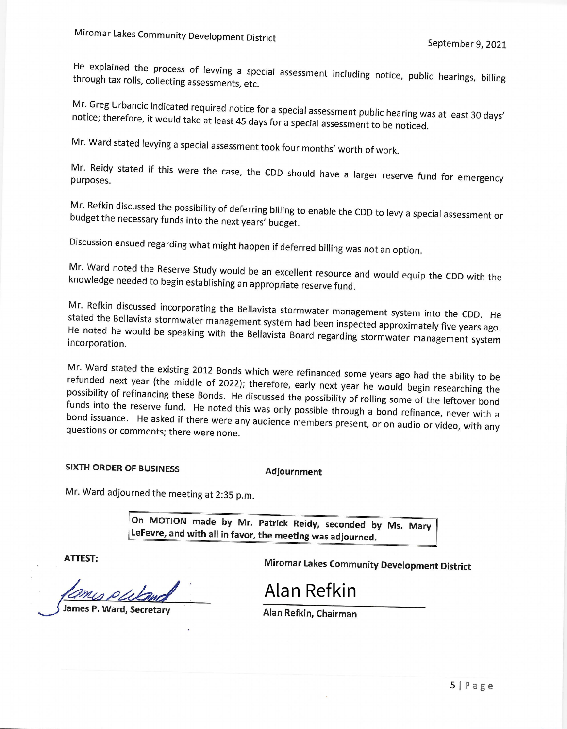He explained the process of levying a special assessment including notice, public hearings, billing through tax rolls, collecting assessments, etc.

Mr. Greg Urbancic indicated required notice for a special assessment public hearing was at least 30 days' notice; therefore, it would take at least 45 days for a special assessment to be noticed.

Mr. Ward stated levying a special assessment took four months' worth of work.

Mr. Reidy stated if this were the case, the CDD should have a larger reserve fund for emergency purposes.

Mr. Refkin discussed the possibility of deferring billing to enable the CDD to levy a special assessment or budget the necessary funds into the next years' budget.

Discussion ensued regarding what might happen if deferred billing was not an option.

Mr. Ward noted the Reserve Study would be an excellent resource and would equip the CDD with the knowledge needed to begin establishing an appropriate reserve fund.

Mr. Refkin discussed incorporating the Bellavista stormwater management system into the CDD. He stated the Bellavista stormwater management system had been inspected approximately five years ago. He noted he would be speaking with the Bellavista Board regarding stormwater management system incorporation.

Mr. Ward stated the existing 2012 Bonds which were refinanced some years ago had the ability to be refunded next year (the middle of 2022); therefore, early next year he would begin researching the possibility of refinancing these Bonds. He discussed the possibility of rolling some of the leftover bond funds into the reserve fund. He noted this was only possible through a bond refinance, never with a bond issuance. He asked if there were any audience members present, or on audio or video, with any questions or comments; there were none.

**SIXTH ORDER OF BUSINESS** **Adjournment**

Mr. Ward adjourned the meeting at 2:35 p.m.

**On MOTION made by Mr. Patrick Reidy, seconded by Ms. Mary LeFevre, and with all in favor, the meeting was adjourned.**

**ATTEST:**

James P. Ward, Secretary

**Miromar Lakes Community Development District**

Alan Refkin

Alan Refkin, Chairman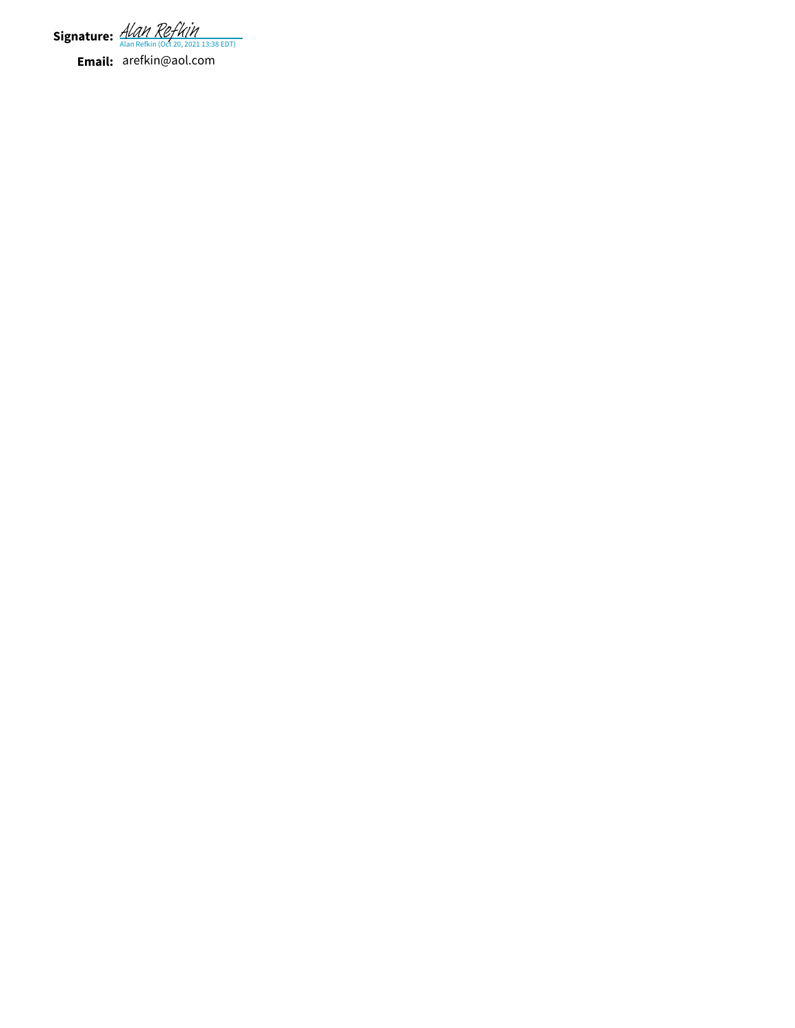**Signature:** Alan Refkin
Alan Refkin (Oct 20, 2021 13:38 EDT)

**Email:** arefkin@aol.com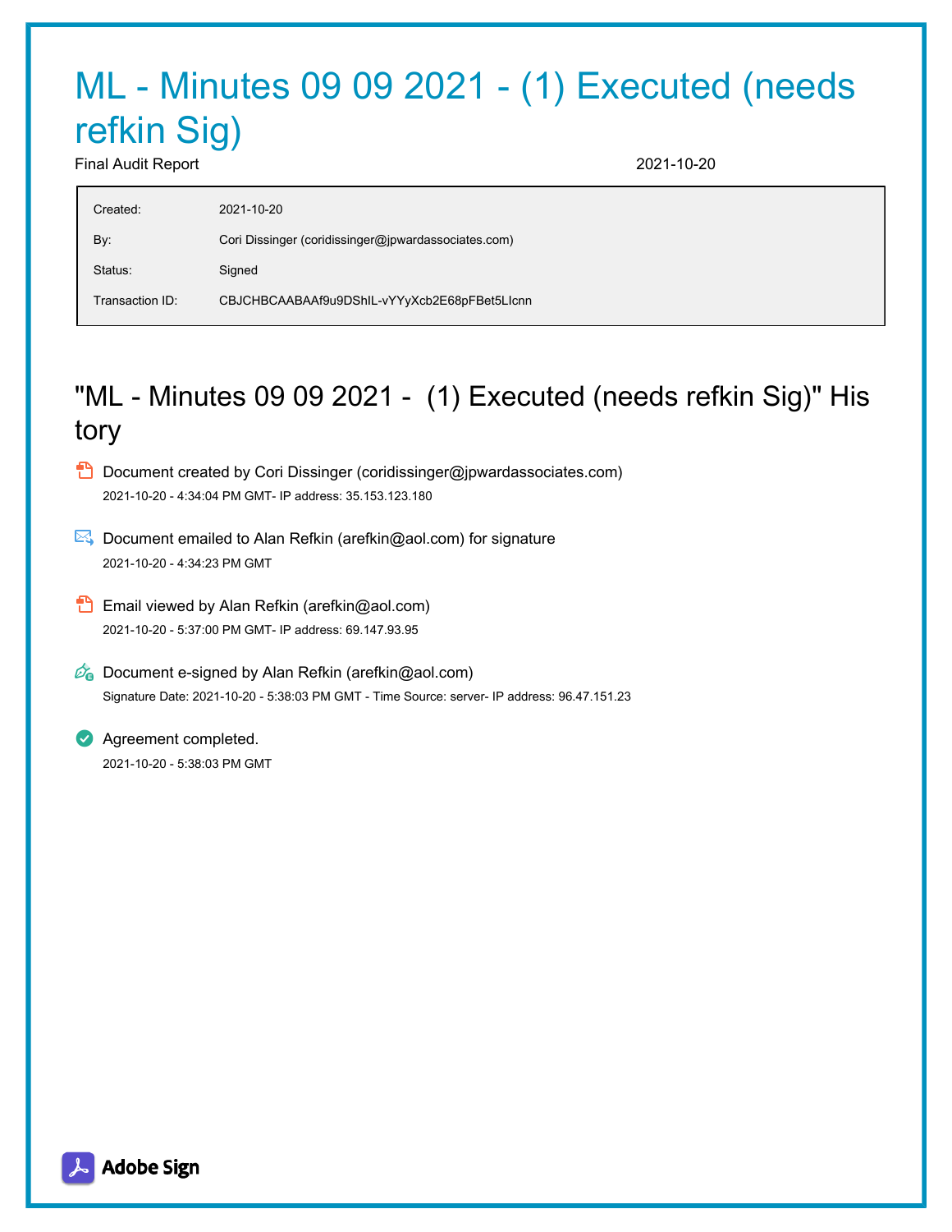# ML - Minutes 09 09 2021 - (1) Executed (needs refkin Sig)

Final Audit Report 2021-10-20

| | |
|---|---|
| Created: | 2021-10-20 |
| By: | Cori Dissinger (coridissinger@jpwardassociates.com) |
| Status: | Signed |
| Transaction ID: | CBJCHBCAABAAf9u9DShIL-vYYyXcb2E68pFBet5LIcnn |

## "ML - Minutes 09 09 2021 - (1) Executed (needs refkin Sig)" History

- Document created by Cori Dissinger (coridissinger@jpwardassociates.com)
  2021-10-20 - 4:34:04 PM GMT- IP address: 35.153.123.180

- Document emailed to Alan Refkin (arefkin@aol.com) for signature
  2021-10-20 - 4:34:23 PM GMT

- Email viewed by Alan Refkin (arefkin@aol.com)
  2021-10-20 - 5:37:00 PM GMT- IP address: 69.147.93.95

- Document e-signed by Alan Refkin (arefkin@aol.com)
  Signature Date: 2021-10-20 - 5:38:03 PM GMT - Time Source: server- IP address: 96.47.151.23

- Agreement completed.
  2021-10-20 - 5:38:03 PM GMT

Adobe Sign